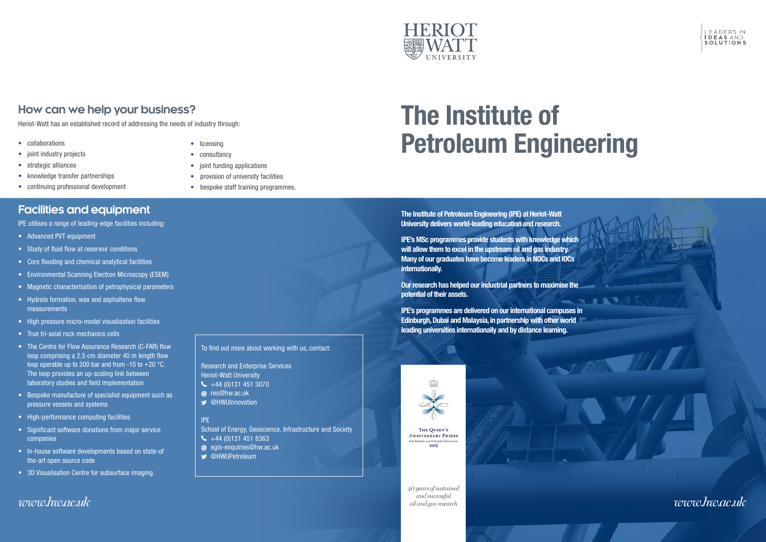HERIOT WATT UNIVERSITY

LEADERS IN IDEAS AND SOLUTIONS

## How can we help your business?

Heriot-Watt has an established record of addressing the needs of industry through:

- collaborations
- joint industry projects
- strategic alliances
- knowledge transfer partnerships
- continuing professional development
- licensing
- consultancy
- joint funding applications
- provision of university facilities
- bespoke staff training programmes.

## Facilities and equipment

IPE utilises a range of leading-edge facilities including:

- Advanced PVT equipment
- Study of fluid flow at reservoir conditions
- Core flooding and chemical analytical facilities
- Environmental Scanning Electron Microscopy (ESEM)
- Magnetic characterisation of petrophysical parameters
- Hydrate formation, wax and asphaltene flow measurements
- High pressure micro-model visualisation facilities
- True tri-axial rock mechanics cells
- The Centre for Flow Assurance Research (C-FAR) flow loop comprising a 2.5 cm diameter 40 m length flow loop operable up to 200 bar and from -15 to +20 °C. The loop provides an up-scaling link between laboratory studies and field implementation
- Bespoke manufacture of specialist equipment such as pressure vessels and systems
- High-performance computing facilities
- Significant software donations from major service companies
- In-house software developments based on state-of the-art open source code
- 3D Visualisation Centre for subsurface imaging.

To find out more about working with us, contact:

Research and Enterprise Services
Heriot-Watt University
+44 (0)131 451 3070
res@hw.ac.uk
@HWUInnovation

IPE
School of Energy, Geoscience, Infrastructure and Society
+44 (0)131 451 8363
egis-enquiries@hw.ac.uk
@HWUPetroleum

*www.hw.ac.uk*

# The Institute of Petroleum Engineering

**The Institute of Petroleum Engineering (IPE) at Heriot-Watt University delivers world-leading education and research.**

**IPE's MSc programmes provide students with knowledge which will allow them to excel in the upstream oil and gas industry. Many of our graduates have become leaders in NOCs and IOCs internationally.**

**Our research has helped our industrial partners to maximise the potential of their assets.**

**IPE's programmes are delivered on our international campuses in Edinburgh, Dubai and Malaysia, in partnership with other world leading universities internationally and by distance learning.**

The Queen's Anniversary Prizes For Higher and Further Education 2015

*40 years of sustained and successful oil and gas research*

*www.hw.ac.uk*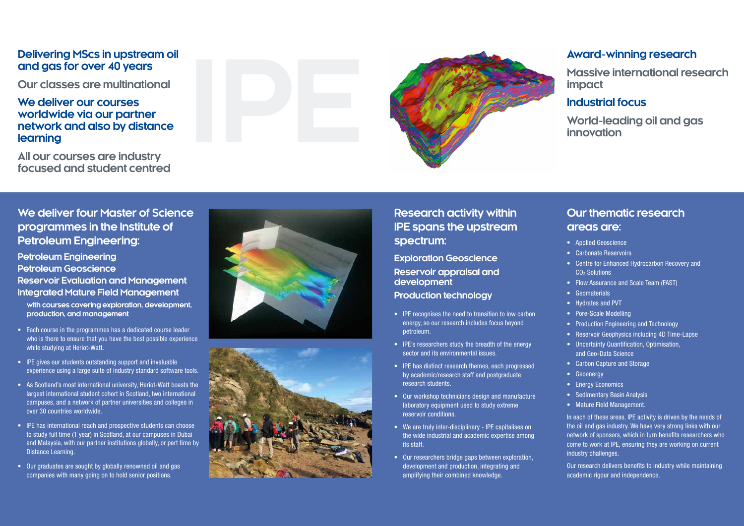## Delivering MScs in upstream oil and gas for over 40 years

## Our classes are multinational

## We deliver our courses worldwide via our partner network and also by distance learning

## All our courses are industry focused and student centred

## Award-winning research

## Massive international research impact

## Industrial focus

## World-leading oil and gas innovation

## We deliver four Master of Science programmes in the Institute of Petroleum Engineering:

**Petroleum Engineering**
**Petroleum Geoscience**
**Reservoir Evaluation and Management**
**Integrated Mature Field Management**

**with courses covering exploration, development, production, and management**

- Each course in the programmes has a dedicated course leader who is there to ensure that you have the best possible experience while studying at Heriot-Watt.
- IPE gives our students outstanding support and invaluable experience using a large suite of industry standard software tools.
- As Scotland's most international university, Heriot-Watt boasts the largest international student cohort in Scotland, two international campuses, and a network of partner universities and colleges in over 30 countries worldwide.
- IPE has international reach and prospective students can choose to study full time (1 year) in Scotland, at our campuses in Dubai and Malaysia, with our partner institutions globally, or part time by Distance Learning.
- Our graduates are sought by globally renowned oil and gas companies with many going on to hold senior positions.

## Research activity within IPE spans the upstream spectrum:

**Exploration Geoscience**

**Reservoir appraisal and development**

**Production technology**

- IPE recognises the need to transition to low carbon energy, so our research includes focus beyond petroleum.
- IPE's researchers study the breadth of the energy sector and its environmental issues.
- IPE has distinct research themes, each progressed by academic/research staff and postgraduate research students.
- Our workshop technicians design and manufacture laboratory equipment used to study extreme reservoir conditions.
- We are truly inter-disciplinary - IPE capitalises on the wide industrial and academic expertise among its staff.
- Our researchers bridge gaps between exploration, development and production, integrating and amplifying their combined knowledge.

## Our thematic research areas are:

- Applied Geoscience
- Carbonate Reservoirs
- Centre for Enhanced Hydrocarbon Recovery and $CO_2$ Solutions
- Flow Assurance and Scale Team (FAST)
- Geomaterials
- Hydrates and PVT
- Pore-Scale Modelling
- Production Engineering and Technology
- Reservoir Geophysics including 4D Time-Lapse
- Uncertainty Quantification, Optimisation, and Geo-Data Science
- Carbon Capture and Storage
- Geoenergy
- Energy Economics
- Sedimentary Basin Analysis
- Mature Field Management.

In each of these areas, IPE activity is driven by the needs of the oil and gas industry. We have very strong links with our network of sponsors, which in turn benefits researchers who come to work at IPE, ensuring they are working on current industry challenges.

Our research delivers benefits to industry while maintaining academic rigour and independence.